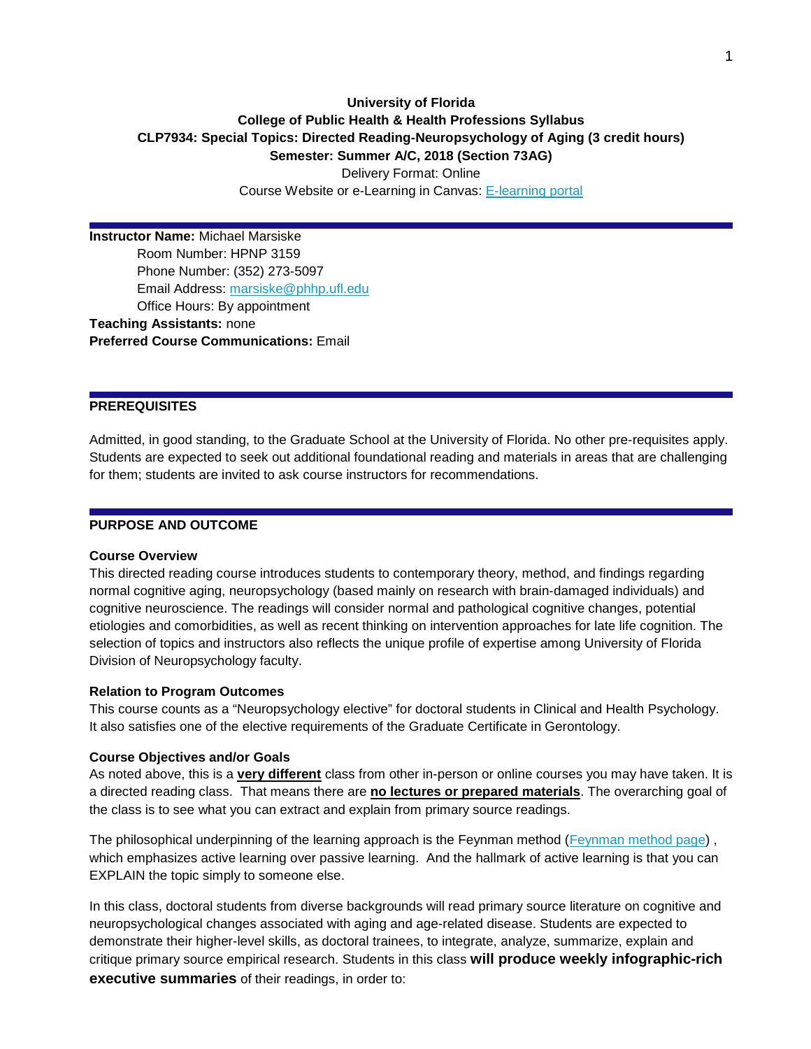**University of Florida**
**College of Public Health & Health Professions Syllabus**
**CLP7934: Special Topics: Directed Reading-Neuropsychology of Aging (3 credit hours)**
**Semester: Summer A/C, 2018 (Section 73AG)**
Delivery Format: Online
Course Website or e-Learning in Canvas: [E-learning portal]

**Instructor Name:** Michael Marsiske
Room Number: HPNP 3159
Phone Number: (352) 273-5097
Email Address: marsiske@phhp.ufl.edu
Office Hours: By appointment
**Teaching Assistants:** none
**Preferred Course Communications:** Email

## PREREQUISITES

Admitted, in good standing, to the Graduate School at the University of Florida. No other pre-requisites apply. Students are expected to seek out additional foundational reading and materials in areas that are challenging for them; students are invited to ask course instructors for recommendations.

## PURPOSE AND OUTCOME

### Course Overview

This directed reading course introduces students to contemporary theory, method, and findings regarding normal cognitive aging, neuropsychology (based mainly on research with brain-damaged individuals) and cognitive neuroscience. The readings will consider normal and pathological cognitive changes, potential etiologies and comorbidities, as well as recent thinking on intervention approaches for late life cognition. The selection of topics and instructors also reflects the unique profile of expertise among University of Florida Division of Neuropsychology faculty.

### Relation to Program Outcomes

This course counts as a "Neuropsychology elective" for doctoral students in Clinical and Health Psychology. It also satisfies one of the elective requirements of the Graduate Certificate in Gerontology.

### Course Objectives and/or Goals

As noted above, this is a **very different** class from other in-person or online courses you may have taken. It is a directed reading class. That means there are **no lectures or prepared materials**. The overarching goal of the class is to see what you can extract and explain from primary source readings.

The philosophical underpinning of the learning approach is the Feynman method (Feynman method page) , which emphasizes active learning over passive learning. And the hallmark of active learning is that you can EXPLAIN the topic simply to someone else.

In this class, doctoral students from diverse backgrounds will read primary source literature on cognitive and neuropsychological changes associated with aging and age-related disease. Students are expected to demonstrate their higher-level skills, as doctoral trainees, to integrate, analyze, summarize, explain and critique primary source empirical research. Students in this class **will produce weekly infographic-rich executive summaries** of their readings, in order to: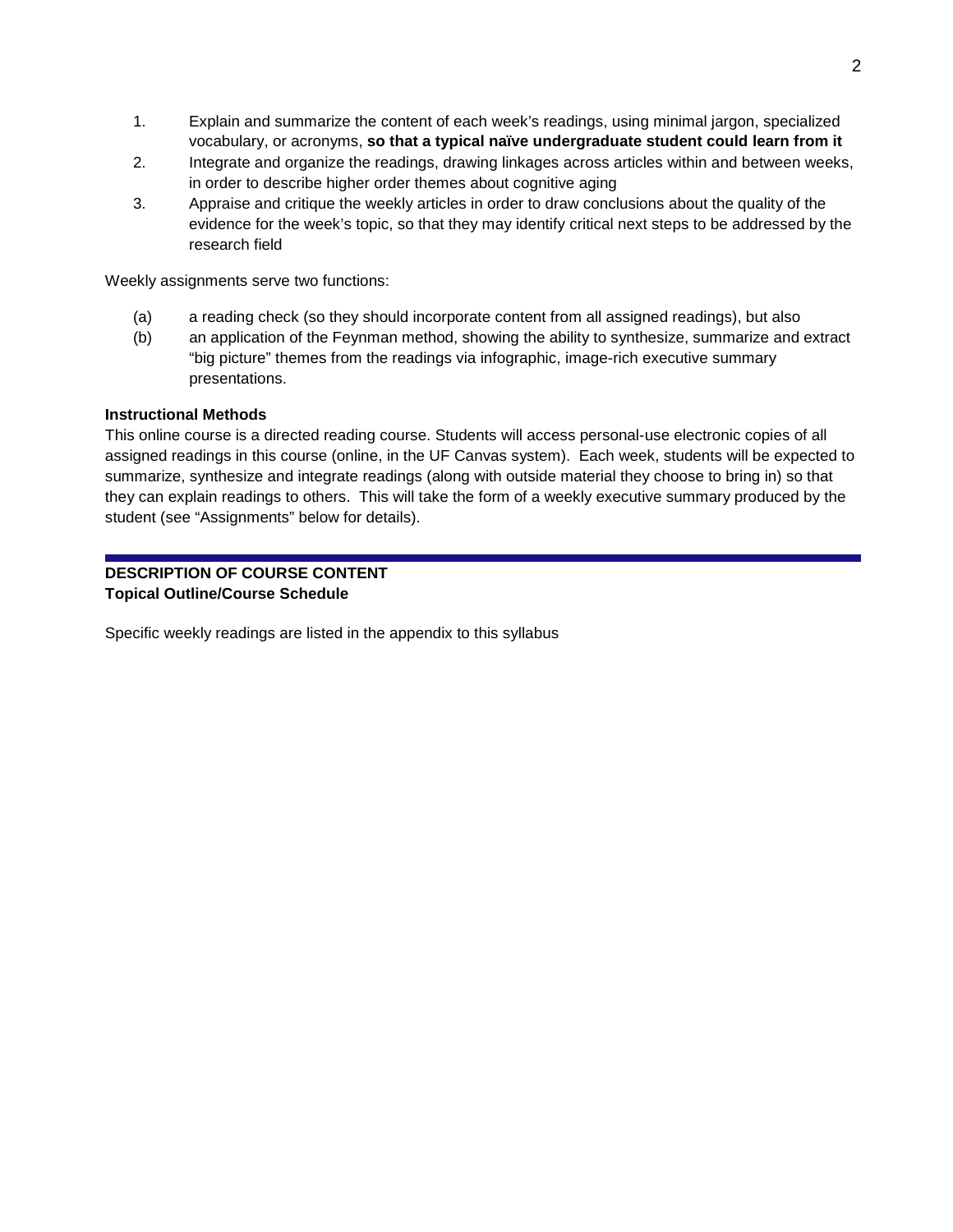1. Explain and summarize the content of each week's readings, using minimal jargon, specialized vocabulary, or acronyms, **so that a typical naïve undergraduate student could learn from it**
2. Integrate and organize the readings, drawing linkages across articles within and between weeks, in order to describe higher order themes about cognitive aging
3. Appraise and critique the weekly articles in order to draw conclusions about the quality of the evidence for the week's topic, so that they may identify critical next steps to be addressed by the research field

Weekly assignments serve two functions:

(a) a reading check (so they should incorporate content from all assigned readings), but also

(b) an application of the Feynman method, showing the ability to synthesize, summarize and extract "big picture" themes from the readings via infographic, image-rich executive summary presentations.

**Instructional Methods**

This online course is a directed reading course. Students will access personal-use electronic copies of all assigned readings in this course (online, in the UF Canvas system). Each week, students will be expected to summarize, synthesize and integrate readings (along with outside material they choose to bring in) so that they can explain readings to others. This will take the form of a weekly executive summary produced by the student (see "Assignments" below for details).

---

## DESCRIPTION OF COURSE CONTENT

**Topical Outline/Course Schedule**

Specific weekly readings are listed in the appendix to this syllabus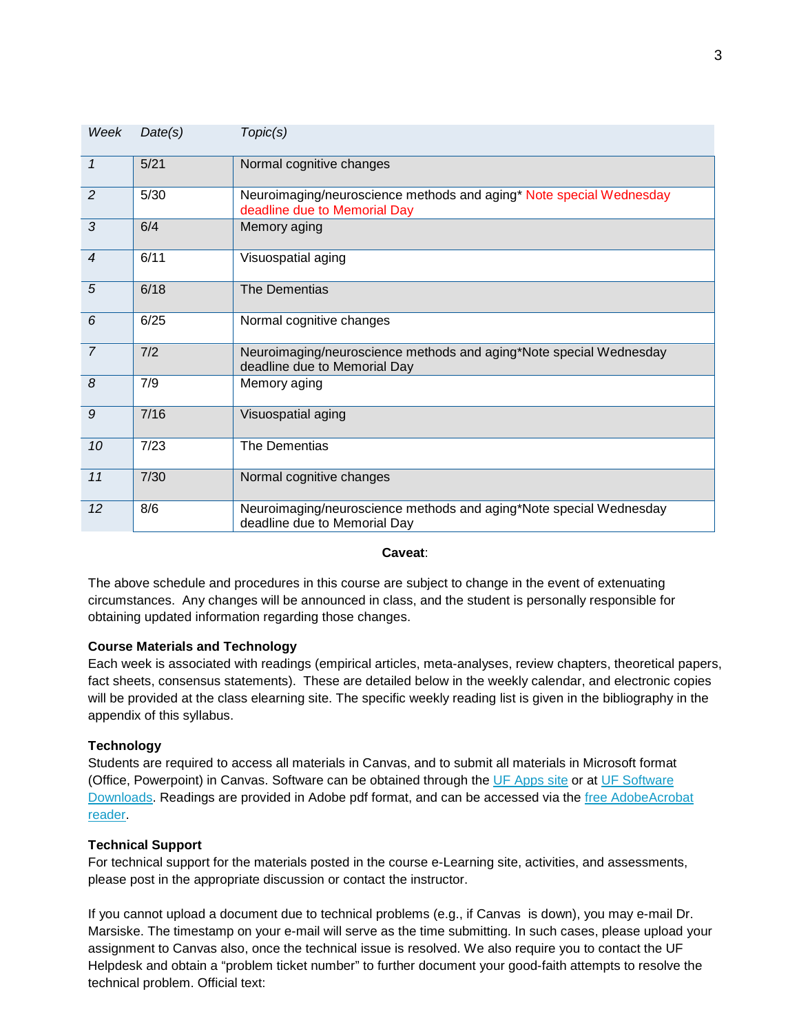| Week | Date(s) | Topic(s) |
| --- | --- | --- |
| 1 | 5/21 | Normal cognitive changes |
| 2 | 5/30 | Neuroimaging/neuroscience methods and aging* Note special Wednesday deadline due to Memorial Day |
| 3 | 6/4 | Memory aging |
| 4 | 6/11 | Visuospatial aging |
| 5 | 6/18 | The Dementias |
| 6 | 6/25 | Normal cognitive changes |
| 7 | 7/2 | Neuroimaging/neuroscience methods and aging*Note special Wednesday deadline due to Memorial Day |
| 8 | 7/9 | Memory aging |
| 9 | 7/16 | Visuospatial aging |
| 10 | 7/23 | The Dementias |
| 11 | 7/30 | Normal cognitive changes |
| 12 | 8/6 | Neuroimaging/neuroscience methods and aging*Note special Wednesday deadline due to Memorial Day |

**Caveat**:

The above schedule and procedures in this course are subject to change in the event of extenuating circumstances. Any changes will be announced in class, and the student is personally responsible for obtaining updated information regarding those changes.

**Course Materials and Technology**

Each week is associated with readings (empirical articles, meta-analyses, review chapters, theoretical papers, fact sheets, consensus statements). These are detailed below in the weekly calendar, and electronic copies will be provided at the class elearning site. The specific weekly reading list is given in the bibliography in the appendix of this syllabus.

**Technology**

Students are required to access all materials in Canvas, and to submit all materials in Microsoft format (Office, Powerpoint) in Canvas. Software can be obtained through the UF Apps site or at UF Software Downloads. Readings are provided in Adobe pdf format, and can be accessed via the free AdobeAcrobat reader.

**Technical Support**

For technical support for the materials posted in the course e-Learning site, activities, and assessments, please post in the appropriate discussion or contact the instructor.

If you cannot upload a document due to technical problems (e.g., if Canvas is down), you may e-mail Dr. Marsiske. The timestamp on your e-mail will serve as the time submitting. In such cases, please upload your assignment to Canvas also, once the technical issue is resolved. We also require you to contact the UF Helpdesk and obtain a "problem ticket number" to further document your good-faith attempts to resolve the technical problem. Official text: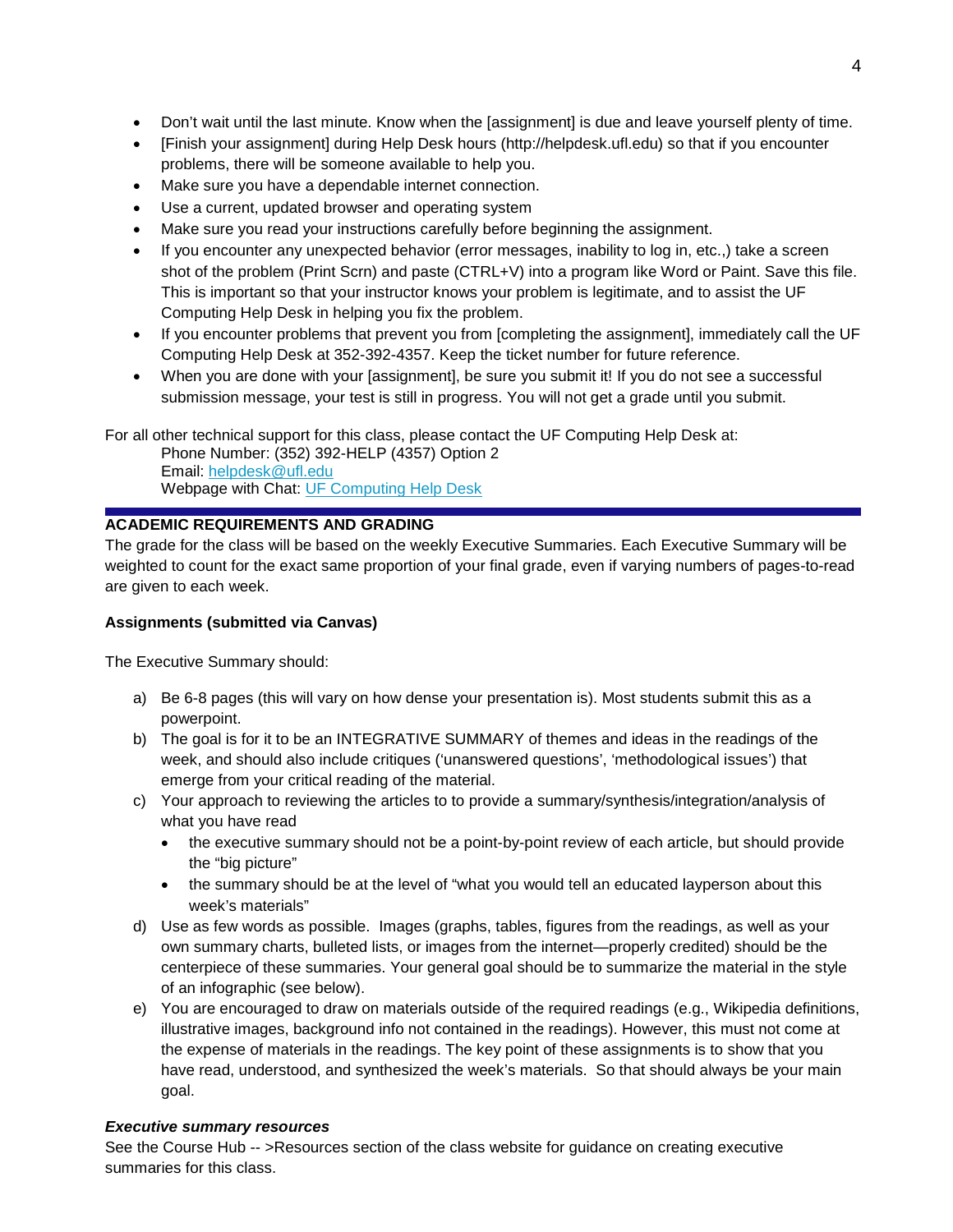- Don't wait until the last minute. Know when the [assignment] is due and leave yourself plenty of time.
- [Finish your assignment] during Help Desk hours (http://helpdesk.ufl.edu) so that if you encounter problems, there will be someone available to help you.
- Make sure you have a dependable internet connection.
- Use a current, updated browser and operating system
- Make sure you read your instructions carefully before beginning the assignment.
- If you encounter any unexpected behavior (error messages, inability to log in, etc.,) take a screen shot of the problem (Print Scrn) and paste (CTRL+V) into a program like Word or Paint. Save this file. This is important so that your instructor knows your problem is legitimate, and to assist the UF Computing Help Desk in helping you fix the problem.
- If you encounter problems that prevent you from [completing the assignment], immediately call the UF Computing Help Desk at 352-392-4357. Keep the ticket number for future reference.
- When you are done with your [assignment], be sure you submit it! If you do not see a successful submission message, your test is still in progress. You will not get a grade until you submit.

For all other technical support for this class, please contact the UF Computing Help Desk at:

Phone Number: (352) 392-HELP (4357) Option 2
Email: helpdesk@ufl.edu
Webpage with Chat: UF Computing Help Desk

## ACADEMIC REQUIREMENTS AND GRADING

The grade for the class will be based on the weekly Executive Summaries. Each Executive Summary will be weighted to count for the exact same proportion of your final grade, even if varying numbers of pages-to-read are given to each week.

### Assignments (submitted via Canvas)

The Executive Summary should:

a) Be 6-8 pages (this will vary on how dense your presentation is). Most students submit this as a powerpoint.
b) The goal is for it to be an INTEGRATIVE SUMMARY of themes and ideas in the readings of the week, and should also include critiques ('unanswered questions', 'methodological issues') that emerge from your critical reading of the material.
c) Your approach to reviewing the articles to to provide a summary/synthesis/integration/analysis of what you have read
   - the executive summary should not be a point-by-point review of each article, but should provide the "big picture"
   - the summary should be at the level of "what you would tell an educated layperson about this week's materials"
d) Use as few words as possible. Images (graphs, tables, figures from the readings, as well as your own summary charts, bulleted lists, or images from the internet—properly credited) should be the centerpiece of these summaries. Your general goal should be to summarize the material in the style of an infographic (see below).
e) You are encouraged to draw on materials outside of the required readings (e.g., Wikipedia definitions, illustrative images, background info not contained in the readings). However, this must not come at the expense of materials in the readings. The key point of these assignments is to show that you have read, understood, and synthesized the week's materials. So that should always be your main goal.

***Executive summary resources***

See the Course Hub -- >Resources section of the class website for guidance on creating executive summaries for this class.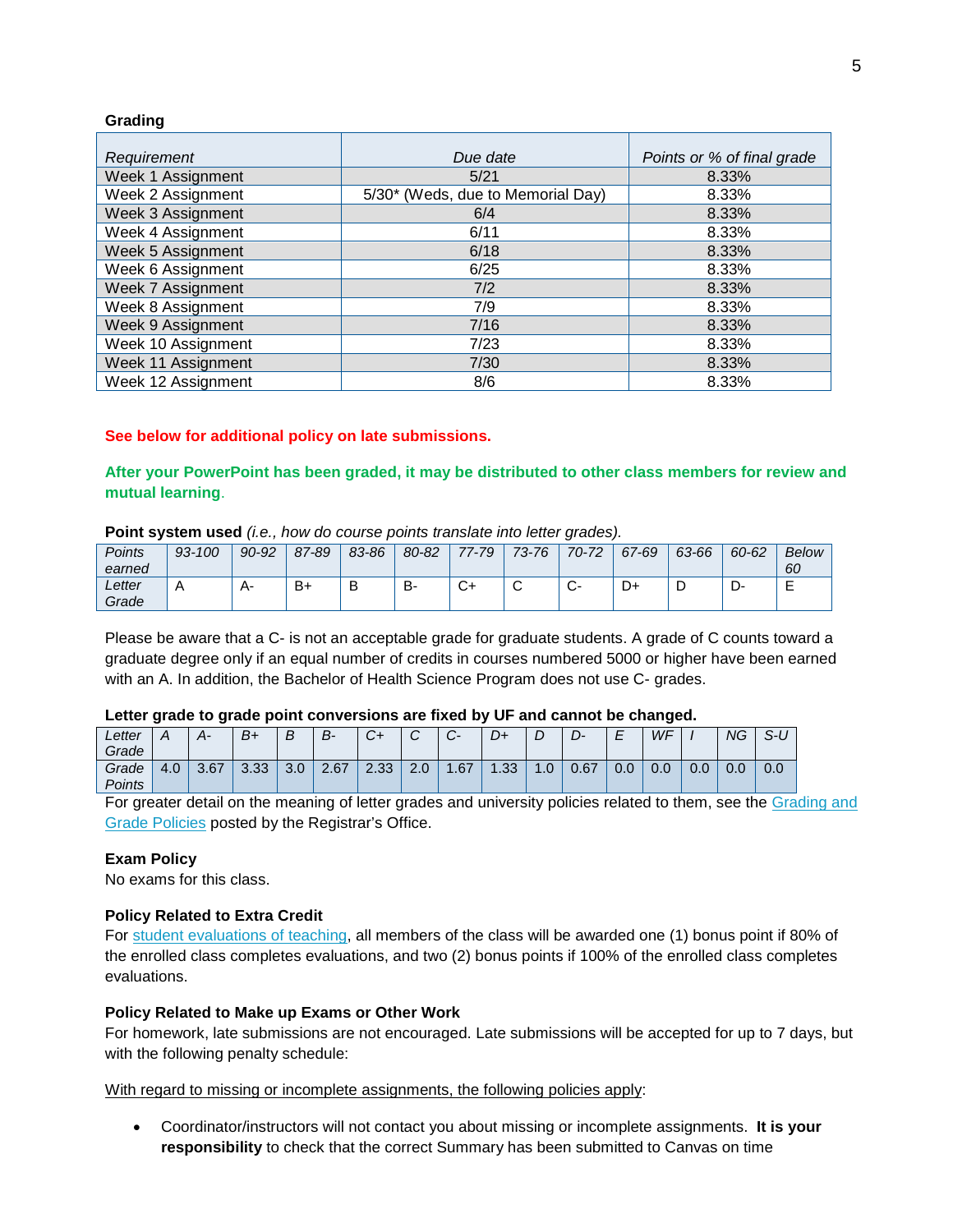**Grading**

| *Requirement* | *Due date* | *Points or % of final grade* |
|---|---|---|
| Week 1 Assignment | 5/21 | 8.33% |
| Week 2 Assignment | 5/30* (Weds, due to Memorial Day) | 8.33% |
| Week 3 Assignment | 6/4 | 8.33% |
| Week 4 Assignment | 6/11 | 8.33% |
| Week 5 Assignment | 6/18 | 8.33% |
| Week 6 Assignment | 6/25 | 8.33% |
| Week 7 Assignment | 7/2 | 8.33% |
| Week 8 Assignment | 7/9 | 8.33% |
| Week 9 Assignment | 7/16 | 8.33% |
| Week 10 Assignment | 7/23 | 8.33% |
| Week 11 Assignment | 7/30 | 8.33% |
| Week 12 Assignment | 8/6 | 8.33% |

**See below for additional policy on late submissions.**

**After your PowerPoint has been graded, it may be distributed to other class members for review and mutual learning**.

**Point system used** *(i.e., how do course points translate into letter grades).*

| *Points earned* | *93-100* | *90-92* | *87-89* | *83-86* | *80-82* | *77-79* | *73-76* | *70-72* | *67-69* | *63-66* | *60-62* | *Below 60* |
|---|---|---|---|---|---|---|---|---|---|---|---|---|
| *Letter Grade* | A | A- | B+ | B | B- | C+ | C | C- | D+ | D | D- | E |

Please be aware that a C- is not an acceptable grade for graduate students. A grade of C counts toward a graduate degree only if an equal number of credits in courses numbered 5000 or higher have been earned with an A. In addition, the Bachelor of Health Science Program does not use C- grades.

**Letter grade to grade point conversions are fixed by UF and cannot be changed.**

| *Letter Grade* | *A* | *A-* | *B+* | *B* | *B-* | *C+* | *C* | *C-* | *D+* | *D* | *D-* | *E* | *WF* | *I* | *NG* | *S-U* |
|---|---|---|---|---|---|---|---|---|---|---|---|---|---|---|---|---|
| *Grade Points* | 4.0 | 3.67 | 3.33 | 3.0 | 2.67 | 2.33 | 2.0 | 1.67 | 1.33 | 1.0 | 0.67 | 0.0 | 0.0 | 0.0 | 0.0 | 0.0 |

For greater detail on the meaning of letter grades and university policies related to them, see the Grading and Grade Policies posted by the Registrar's Office.

**Exam Policy**

No exams for this class.

**Policy Related to Extra Credit**

For student evaluations of teaching, all members of the class will be awarded one (1) bonus point if 80% of the enrolled class completes evaluations, and two (2) bonus points if 100% of the enrolled class completes evaluations.

**Policy Related to Make up Exams or Other Work**

For homework, late submissions are not encouraged. Late submissions will be accepted for up to 7 days, but with the following penalty schedule:

With regard to missing or incomplete assignments, the following policies apply:

- Coordinator/instructors will not contact you about missing or incomplete assignments. **It is your responsibility** to check that the correct Summary has been submitted to Canvas on time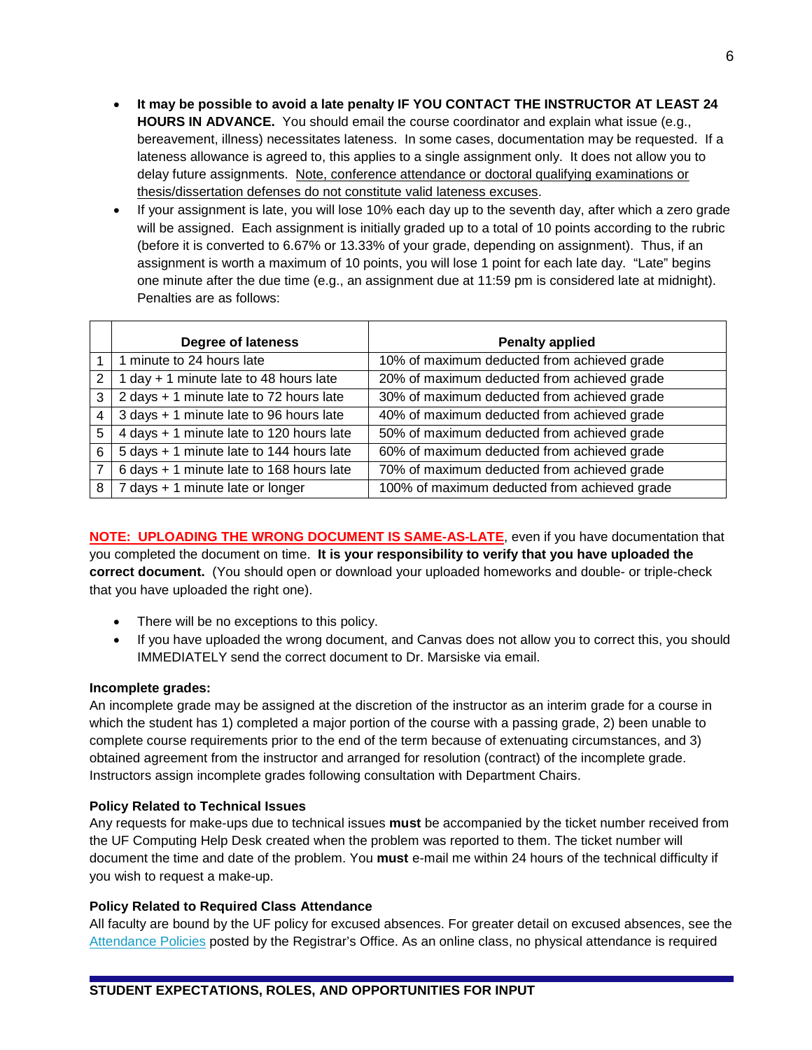- **It may be possible to avoid a late penalty IF YOU CONTACT THE INSTRUCTOR AT LEAST 24 HOURS IN ADVANCE.** You should email the course coordinator and explain what issue (e.g., bereavement, illness) necessitates lateness. In some cases, documentation may be requested. If a lateness allowance is agreed to, this applies to a single assignment only. It does not allow you to delay future assignments. <u>Note, conference attendance or doctoral qualifying examinations or thesis/dissertation defenses do not constitute valid lateness excuses</u>.
- If your assignment is late, you will lose 10% each day up to the seventh day, after which a zero grade will be assigned. Each assignment is initially graded up to a total of 10 points according to the rubric (before it is converted to 6.67% or 13.33% of your grade, depending on assignment). Thus, if an assignment is worth a maximum of 10 points, you will lose 1 point for each late day. "Late" begins one minute after the due time (e.g., an assignment due at 11:59 pm is considered late at midnight). Penalties are as follows:

| | Degree of lateness | Penalty applied |
|---|---|---|
| 1 | 1 minute to 24 hours late | 10% of maximum deducted from achieved grade |
| 2 | 1 day + 1 minute late to 48 hours late | 20% of maximum deducted from achieved grade |
| 3 | 2 days + 1 minute late to 72 hours late | 30% of maximum deducted from achieved grade |
| 4 | 3 days + 1 minute late to 96 hours late | 40% of maximum deducted from achieved grade |
| 5 | 4 days + 1 minute late to 120 hours late | 50% of maximum deducted from achieved grade |
| 6 | 5 days + 1 minute late to 144 hours late | 60% of maximum deducted from achieved grade |
| 7 | 6 days + 1 minute late to 168 hours late | 70% of maximum deducted from achieved grade |
| 8 | 7 days + 1 minute late or longer | 100% of maximum deducted from achieved grade |

**<u>NOTE: UPLOADING THE WRONG DOCUMENT IS SAME-AS-LATE</u>**, even if you have documentation that you completed the document on time. **It is your responsibility to verify that you have uploaded the correct document.** (You should open or download your uploaded homeworks and double- or triple-check that you have uploaded the right one).

- There will be no exceptions to this policy.
- If you have uploaded the wrong document, and Canvas does not allow you to correct this, you should IMMEDIATELY send the correct document to Dr. Marsiske via email.

**Incomplete grades:**

An incomplete grade may be assigned at the discretion of the instructor as an interim grade for a course in which the student has 1) completed a major portion of the course with a passing grade, 2) been unable to complete course requirements prior to the end of the term because of extenuating circumstances, and 3) obtained agreement from the instructor and arranged for resolution (contract) of the incomplete grade. Instructors assign incomplete grades following consultation with Department Chairs.

**Policy Related to Technical Issues**

Any requests for make-ups due to technical issues **must** be accompanied by the ticket number received from the UF Computing Help Desk created when the problem was reported to them. The ticket number will document the time and date of the problem. You **must** e-mail me within 24 hours of the technical difficulty if you wish to request a make-up.

**Policy Related to Required Class Attendance**

All faculty are bound by the UF policy for excused absences. For greater detail on excused absences, see the Attendance Policies posted by the Registrar's Office. As an online class, no physical attendance is required

## STUDENT EXPECTATIONS, ROLES, AND OPPORTUNITIES FOR INPUT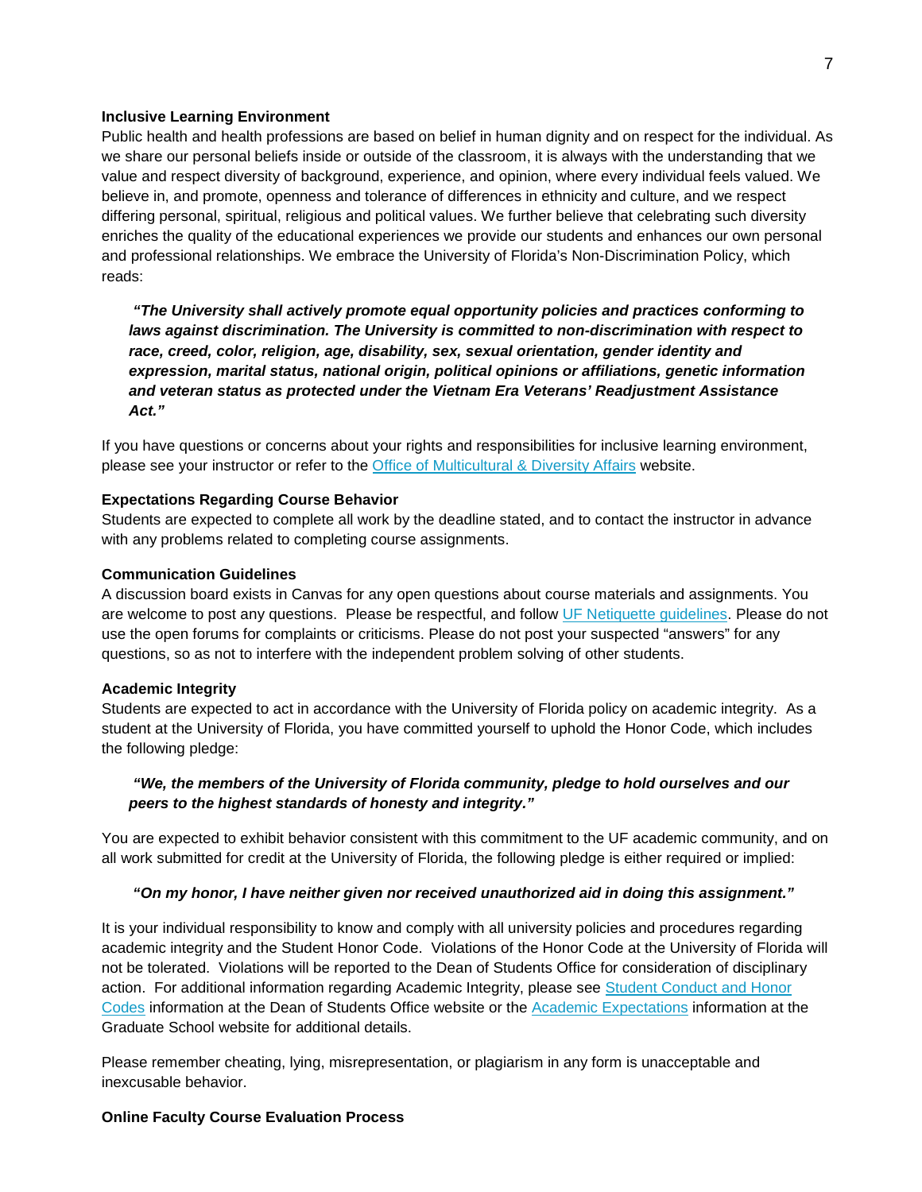**Inclusive Learning Environment**

Public health and health professions are based on belief in human dignity and on respect for the individual. As we share our personal beliefs inside or outside of the classroom, it is always with the understanding that we value and respect diversity of background, experience, and opinion, where every individual feels valued. We believe in, and promote, openness and tolerance of differences in ethnicity and culture, and we respect differing personal, spiritual, religious and political values. We further believe that celebrating such diversity enriches the quality of the educational experiences we provide our students and enhances our own personal and professional relationships. We embrace the University of Florida's Non-Discrimination Policy, which reads:

> ***"The University shall actively promote equal opportunity policies and practices conforming to laws against discrimination. The University is committed to non-discrimination with respect to race, creed, color, religion, age, disability, sex, sexual orientation, gender identity and expression, marital status, national origin, political opinions or affiliations, genetic information and veteran status as protected under the Vietnam Era Veterans' Readjustment Assistance Act."***

If you have questions or concerns about your rights and responsibilities for inclusive learning environment, please see your instructor or refer to the Office of Multicultural & Diversity Affairs website.

**Expectations Regarding Course Behavior**

Students are expected to complete all work by the deadline stated, and to contact the instructor in advance with any problems related to completing course assignments.

**Communication Guidelines**

A discussion board exists in Canvas for any open questions about course materials and assignments. You are welcome to post any questions. Please be respectful, and follow UF Netiquette guidelines. Please do not use the open forums for complaints or criticisms. Please do not post your suspected "answers" for any questions, so as not to interfere with the independent problem solving of other students.

**Academic Integrity**

Students are expected to act in accordance with the University of Florida policy on academic integrity. As a student at the University of Florida, you have committed yourself to uphold the Honor Code, which includes the following pledge:

> ***"We, the members of the University of Florida community, pledge to hold ourselves and our peers to the highest standards of honesty and integrity."***

You are expected to exhibit behavior consistent with this commitment to the UF academic community, and on all work submitted for credit at the University of Florida, the following pledge is either required or implied:

> ***"On my honor, I have neither given nor received unauthorized aid in doing this assignment."***

It is your individual responsibility to know and comply with all university policies and procedures regarding academic integrity and the Student Honor Code. Violations of the Honor Code at the University of Florida will not be tolerated. Violations will be reported to the Dean of Students Office for consideration of disciplinary action. For additional information regarding Academic Integrity, please see Student Conduct and Honor Codes information at the Dean of Students Office website or the Academic Expectations information at the Graduate School website for additional details.

Please remember cheating, lying, misrepresentation, or plagiarism in any form is unacceptable and inexcusable behavior.

**Online Faculty Course Evaluation Process**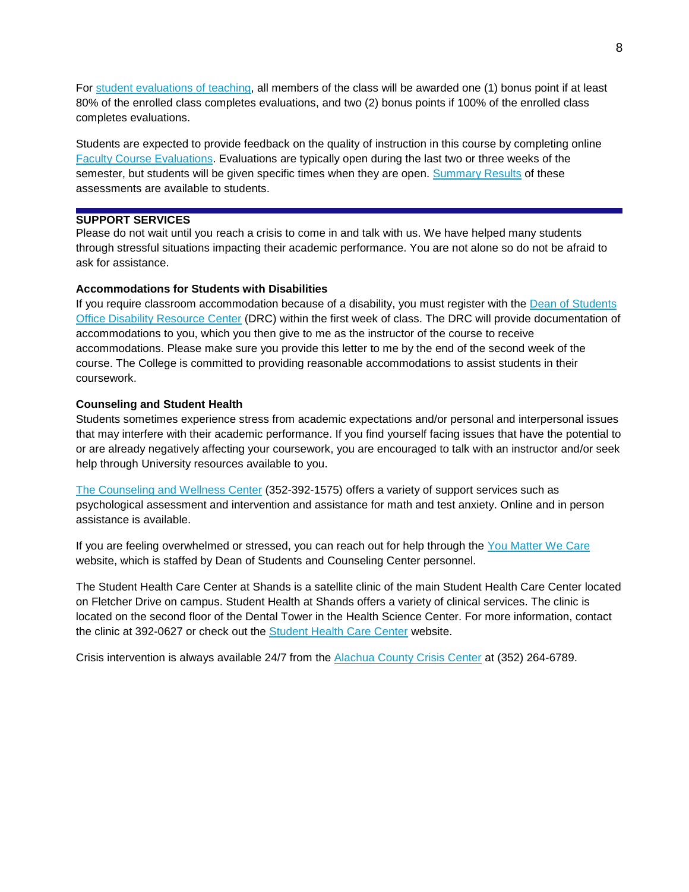For student evaluations of teaching, all members of the class will be awarded one (1) bonus point if at least 80% of the enrolled class completes evaluations, and two (2) bonus points if 100% of the enrolled class completes evaluations.

Students are expected to provide feedback on the quality of instruction in this course by completing online Faculty Course Evaluations. Evaluations are typically open during the last two or three weeks of the semester, but students will be given specific times when they are open. Summary Results of these assessments are available to students.

## SUPPORT SERVICES

Please do not wait until you reach a crisis to come in and talk with us. We have helped many students through stressful situations impacting their academic performance. You are not alone so do not be afraid to ask for assistance.

### Accommodations for Students with Disabilities

If you require classroom accommodation because of a disability, you must register with the Dean of Students Office Disability Resource Center (DRC) within the first week of class. The DRC will provide documentation of accommodations to you, which you then give to me as the instructor of the course to receive accommodations. Please make sure you provide this letter to me by the end of the second week of the course. The College is committed to providing reasonable accommodations to assist students in their coursework.

### Counseling and Student Health

Students sometimes experience stress from academic expectations and/or personal and interpersonal issues that may interfere with their academic performance. If you find yourself facing issues that have the potential to or are already negatively affecting your coursework, you are encouraged to talk with an instructor and/or seek help through University resources available to you.

The Counseling and Wellness Center (352-392-1575) offers a variety of support services such as psychological assessment and intervention and assistance for math and test anxiety. Online and in person assistance is available.

If you are feeling overwhelmed or stressed, you can reach out for help through the You Matter We Care website, which is staffed by Dean of Students and Counseling Center personnel.

The Student Health Care Center at Shands is a satellite clinic of the main Student Health Care Center located on Fletcher Drive on campus. Student Health at Shands offers a variety of clinical services. The clinic is located on the second floor of the Dental Tower in the Health Science Center. For more information, contact the clinic at 392-0627 or check out the Student Health Care Center website.

Crisis intervention is always available 24/7 from the Alachua County Crisis Center at (352) 264-6789.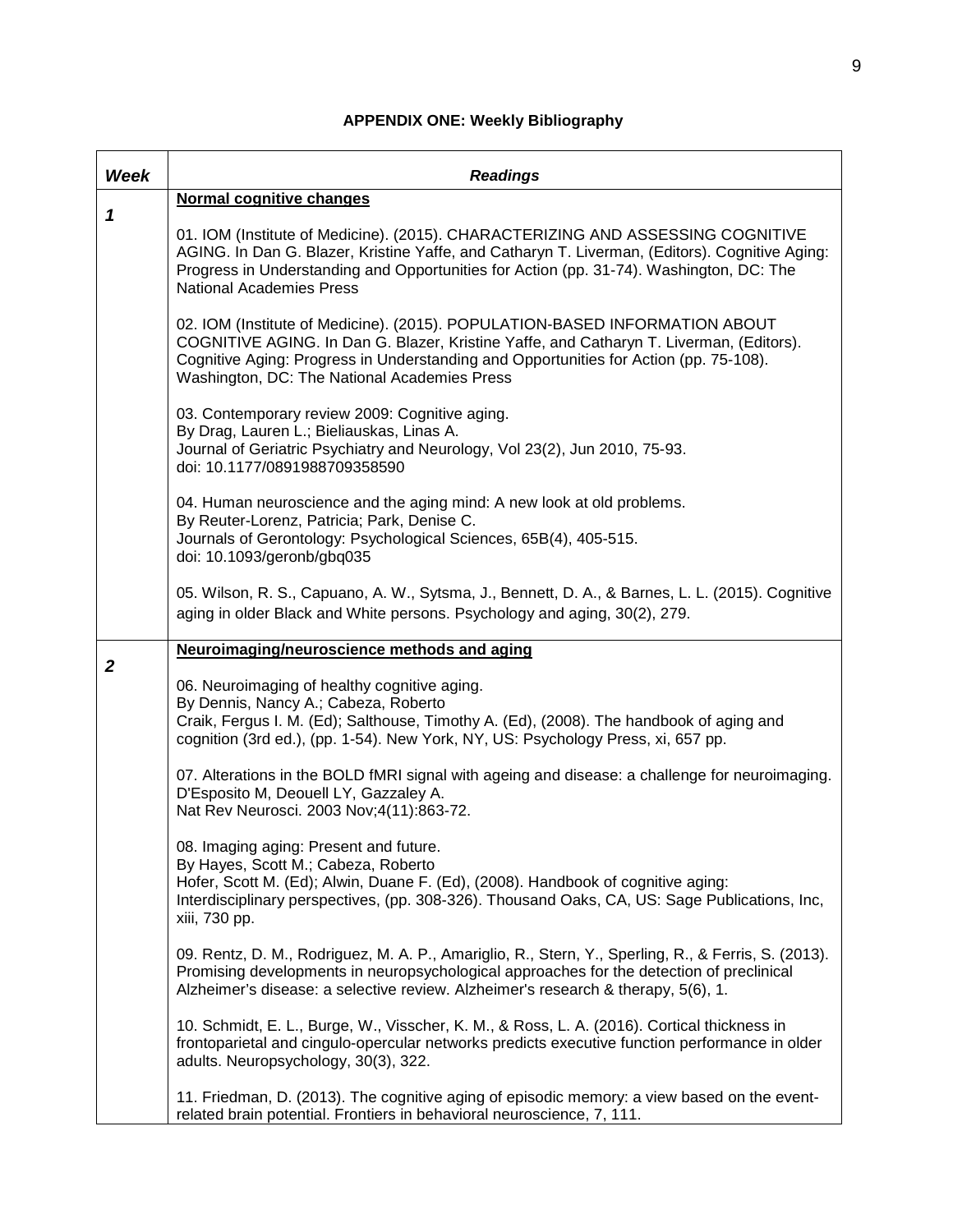## APPENDIX ONE: Weekly Bibliography

| *Week* | *Readings* |
|---|---|
| *1* | **Normal cognitive changes**<br><br>01. IOM (Institute of Medicine). (2015). CHARACTERIZING AND ASSESSING COGNITIVE AGING. In Dan G. Blazer, Kristine Yaffe, and Catharyn T. Liverman, (Editors). Cognitive Aging: Progress in Understanding and Opportunities for Action (pp. 31-74). Washington, DC: The National Academies Press<br><br>02. IOM (Institute of Medicine). (2015). POPULATION-BASED INFORMATION ABOUT COGNITIVE AGING. In Dan G. Blazer, Kristine Yaffe, and Catharyn T. Liverman, (Editors). Cognitive Aging: Progress in Understanding and Opportunities for Action (pp. 75-108). Washington, DC: The National Academies Press<br><br>03. Contemporary review 2009: Cognitive aging. By Drag, Lauren L.; Bieliauskas, Linas A. Journal of Geriatric Psychiatry and Neurology, Vol 23(2), Jun 2010, 75-93. doi: 10.1177/0891988709358590<br><br>04. Human neuroscience and the aging mind: A new look at old problems. By Reuter-Lorenz, Patricia; Park, Denise C. Journals of Gerontology: Psychological Sciences, 65B(4), 405-515. doi: 10.1093/geronb/gbq035<br><br>05. Wilson, R. S., Capuano, A. W., Sytsma, J., Bennett, D. A., & Barnes, L. L. (2015). Cognitive aging in older Black and White persons. Psychology and aging, 30(2), 279. |
| *2* | **Neuroimaging/neuroscience methods and aging**<br><br>06. Neuroimaging of healthy cognitive aging. By Dennis, Nancy A.; Cabeza, Roberto Craik, Fergus I. M. (Ed); Salthouse, Timothy A. (Ed), (2008). The handbook of aging and cognition (3rd ed.), (pp. 1-54). New York, NY, US: Psychology Press, xi, 657 pp.<br><br>07. Alterations in the BOLD fMRI signal with ageing and disease: a challenge for neuroimaging. D'Esposito M, Deouell LY, Gazzaley A. Nat Rev Neurosci. 2003 Nov;4(11):863-72.<br><br>08. Imaging aging: Present and future. By Hayes, Scott M.; Cabeza, Roberto Hofer, Scott M. (Ed); Alwin, Duane F. (Ed), (2008). Handbook of cognitive aging: Interdisciplinary perspectives, (pp. 308-326). Thousand Oaks, CA, US: Sage Publications, Inc, xiii, 730 pp.<br><br>09. Rentz, D. M., Rodriguez, M. A. P., Amariglio, R., Stern, Y., Sperling, R., & Ferris, S. (2013). Promising developments in neuropsychological approaches for the detection of preclinical Alzheimer's disease: a selective review. Alzheimer's research & therapy, 5(6), 1.<br><br>10. Schmidt, E. L., Burge, W., Visscher, K. M., & Ross, L. A. (2016). Cortical thickness in frontoparietal and cingulo-opercular networks predicts executive function performance in older adults. Neuropsychology, 30(3), 322.<br><br>11. Friedman, D. (2013). The cognitive aging of episodic memory: a view based on the event-related brain potential. Frontiers in behavioral neuroscience, 7, 111. |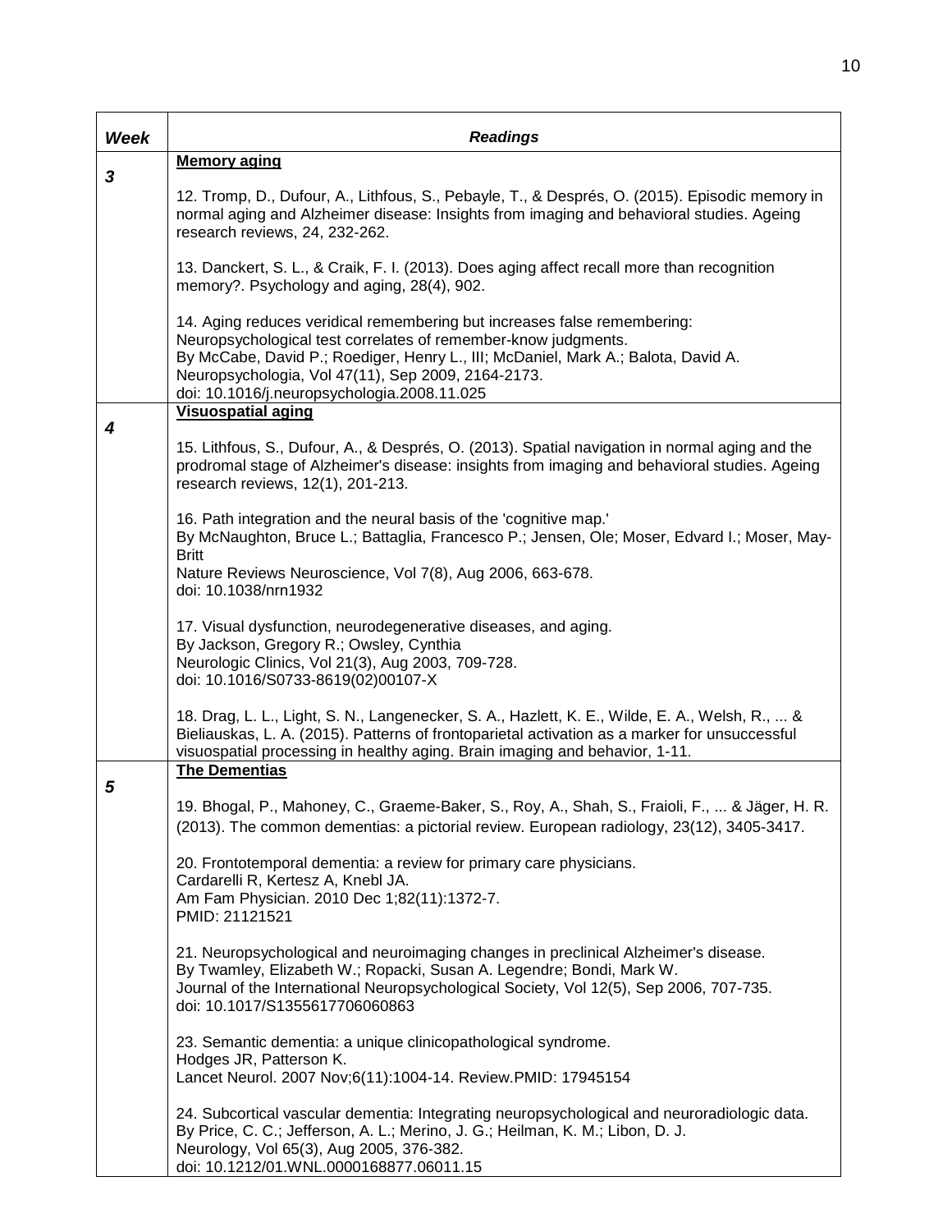| *Week* | *Readings* |
|---|---|
| ***3*** | **Memory aging**<br><br>12. Tromp, D., Dufour, A., Lithfous, S., Pebayle, T., & Després, O. (2015). Episodic memory in normal aging and Alzheimer disease: Insights from imaging and behavioral studies. Ageing research reviews, 24, 232-262.<br><br>13. Danckert, S. L., & Craik, F. I. (2013). Does aging affect recall more than recognition memory?. Psychology and aging, 28(4), 902.<br><br>14. Aging reduces veridical remembering but increases false remembering: Neuropsychological test correlates of remember-know judgments.<br>By McCabe, David P.; Roediger, Henry L., III; McDaniel, Mark A.; Balota, David A.<br>Neuropsychologia, Vol 47(11), Sep 2009, 2164-2173.<br>doi: 10.1016/j.neuropsychologia.2008.11.025 |
| ***4*** | **Visuospatial aging**<br><br>15. Lithfous, S., Dufour, A., & Després, O. (2013). Spatial navigation in normal aging and the prodromal stage of Alzheimer's disease: insights from imaging and behavioral studies. Ageing research reviews, 12(1), 201-213.<br><br>16. Path integration and the neural basis of the 'cognitive map.'<br>By McNaughton, Bruce L.; Battaglia, Francesco P.; Jensen, Ole; Moser, Edvard I.; Moser, May-Britt<br>Nature Reviews Neuroscience, Vol 7(8), Aug 2006, 663-678.<br>doi: 10.1038/nrn1932<br><br>17. Visual dysfunction, neurodegenerative diseases, and aging.<br>By Jackson, Gregory R.; Owsley, Cynthia<br>Neurologic Clinics, Vol 21(3), Aug 2003, 709-728.<br>doi: 10.1016/S0733-8619(02)00107-X<br><br>18. Drag, L. L., Light, S. N., Langenecker, S. A., Hazlett, K. E., Wilde, E. A., Welsh, R., ... & Bieliauskas, L. A. (2015). Patterns of frontoparietal activation as a marker for unsuccessful visuospatial processing in healthy aging. Brain imaging and behavior, 1-11. |
| ***5*** | **The Dementias**<br><br>19. Bhogal, P., Mahoney, C., Graeme-Baker, S., Roy, A., Shah, S., Fraioli, F., ... & Jäger, H. R. (2013). The common dementias: a pictorial review. European radiology, 23(12), 3405-3417.<br><br>20. Frontotemporal dementia: a review for primary care physicians.<br>Cardarelli R, Kertesz A, Knebl JA.<br>Am Fam Physician. 2010 Dec 1;82(11):1372-7.<br>PMID: 21121521<br><br>21. Neuropsychological and neuroimaging changes in preclinical Alzheimer's disease.<br>By Twamley, Elizabeth W.; Ropacki, Susan A. Legendre; Bondi, Mark W.<br>Journal of the International Neuropsychological Society, Vol 12(5), Sep 2006, 707-735.<br>doi: 10.1017/S1355617706060863<br><br>23. Semantic dementia: a unique clinicopathological syndrome.<br>Hodges JR, Patterson K.<br>Lancet Neurol. 2007 Nov;6(11):1004-14. Review.PMID: 17945154<br><br>24. Subcortical vascular dementia: Integrating neuropsychological and neuroradiologic data.<br>By Price, C. C.; Jefferson, A. L.; Merino, J. G.; Heilman, K. M.; Libon, D. J.<br>Neurology, Vol 65(3), Aug 2005, 376-382.<br>doi: 10.1212/01.WNL.0000168877.06011.15 |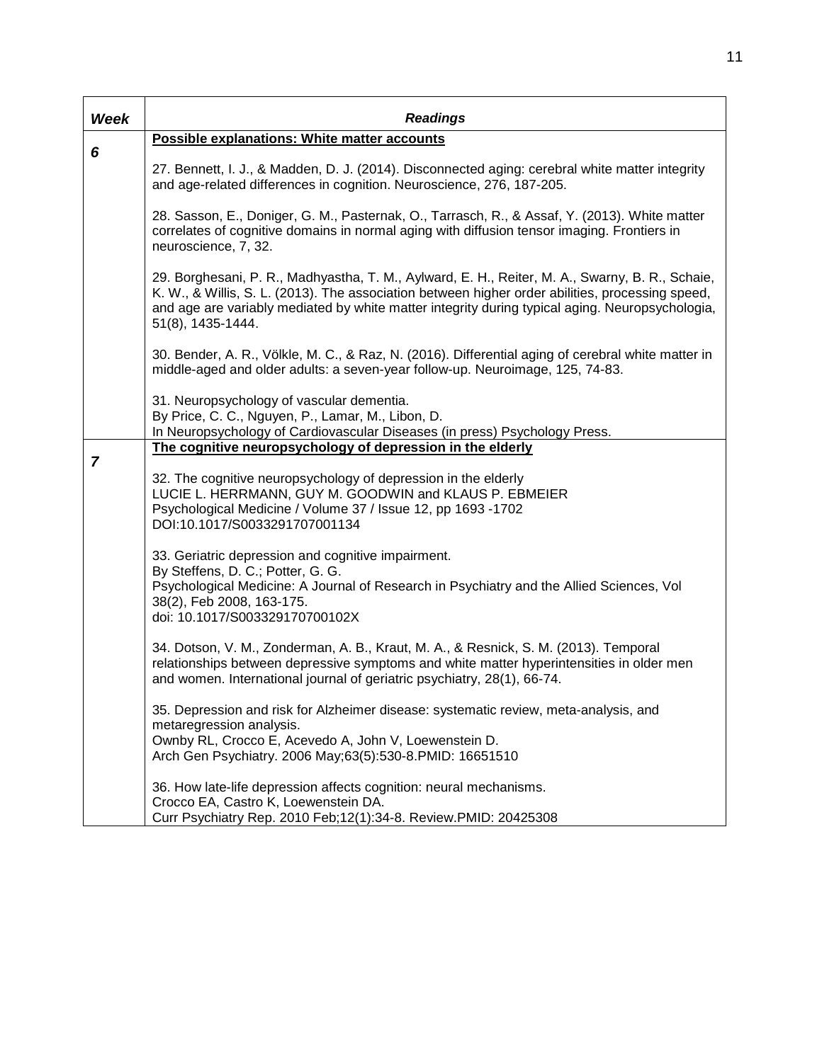| Week | Readings |
|---|---|
| 6 | **Possible explanations: White matter accounts**<br><br>27. Bennett, I. J., & Madden, D. J. (2014). Disconnected aging: cerebral white matter integrity and age-related differences in cognition. Neuroscience, 276, 187-205.<br><br>28. Sasson, E., Doniger, G. M., Pasternak, O., Tarrasch, R., & Assaf, Y. (2013). White matter correlates of cognitive domains in normal aging with diffusion tensor imaging. Frontiers in neuroscience, 7, 32.<br><br>29. Borghesani, P. R., Madhyastha, T. M., Aylward, E. H., Reiter, M. A., Swarny, B. R., Schaie, K. W., & Willis, S. L. (2013). The association between higher order abilities, processing speed, and age are variably mediated by white matter integrity during typical aging. Neuropsychologia, 51(8), 1435-1444.<br><br>30. Bender, A. R., Völkle, M. C., & Raz, N. (2016). Differential aging of cerebral white matter in middle-aged and older adults: a seven-year follow-up. Neuroimage, 125, 74-83.<br><br>31. Neuropsychology of vascular dementia.<br>By Price, C. C., Nguyen, P., Lamar, M., Libon, D.<br>In Neuropsychology of Cardiovascular Diseases (in press) Psychology Press. |
| 7 | **The cognitive neuropsychology of depression in the elderly**<br><br>32. The cognitive neuropsychology of depression in the elderly<br>LUCIE L. HERRMANN, GUY M. GOODWIN and KLAUS P. EBMEIER<br>Psychological Medicine / Volume 37 / Issue 12, pp 1693 -1702<br>DOI:10.1017/S0033291707001134<br><br>33. Geriatric depression and cognitive impairment.<br>By Steffens, D. C.; Potter, G. G.<br>Psychological Medicine: A Journal of Research in Psychiatry and the Allied Sciences, Vol 38(2), Feb 2008, 163-175.<br>doi: 10.1017/S003329170700102X<br><br>34. Dotson, V. M., Zonderman, A. B., Kraut, M. A., & Resnick, S. M. (2013). Temporal relationships between depressive symptoms and white matter hyperintensities in older men and women. International journal of geriatric psychiatry, 28(1), 66-74.<br><br>35. Depression and risk for Alzheimer disease: systematic review, meta-analysis, and metaregression analysis.<br>Ownby RL, Crocco E, Acevedo A, John V, Loewenstein D.<br>Arch Gen Psychiatry. 2006 May;63(5):530-8.PMID: 16651510<br><br>36. How late-life depression affects cognition: neural mechanisms.<br>Crocco EA, Castro K, Loewenstein DA.<br>Curr Psychiatry Rep. 2010 Feb;12(1):34-8. Review.PMID: 20425308 |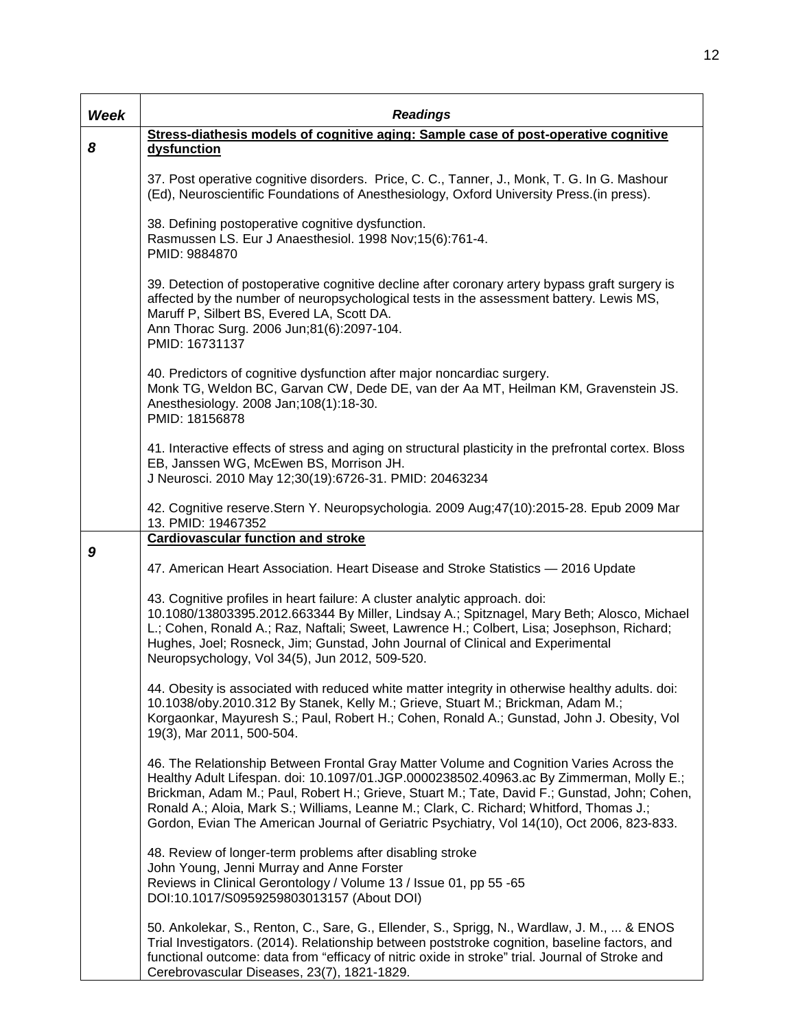| *Week* | *Readings* |
|---|---|
| *8* | **Stress-diathesis models of cognitive aging: Sample case of post-operative cognitive dysfunction**<br><br>37. Post operative cognitive disorders. Price, C. C., Tanner, J., Monk, T. G. In G. Mashour (Ed), Neuroscientific Foundations of Anesthesiology, Oxford University Press.(in press).<br><br>38. Defining postoperative cognitive dysfunction.<br>Rasmussen LS. Eur J Anaesthesiol. 1998 Nov;15(6):761-4.<br>PMID: 9884870<br><br>39. Detection of postoperative cognitive decline after coronary artery bypass graft surgery is affected by the number of neuropsychological tests in the assessment battery. Lewis MS, Maruff P, Silbert BS, Evered LA, Scott DA.<br>Ann Thorac Surg. 2006 Jun;81(6):2097-104.<br>PMID: 16731137<br><br>40. Predictors of cognitive dysfunction after major noncardiac surgery.<br>Monk TG, Weldon BC, Garvan CW, Dede DE, van der Aa MT, Heilman KM, Gravenstein JS.<br>Anesthesiology. 2008 Jan;108(1):18-30.<br>PMID: 18156878<br><br>41. Interactive effects of stress and aging on structural plasticity in the prefrontal cortex. Bloss EB, Janssen WG, McEwen BS, Morrison JH.<br>J Neurosci. 2010 May 12;30(19):6726-31. PMID: 20463234<br><br>42. Cognitive reserve.Stern Y. Neuropsychologia. 2009 Aug;47(10):2015-28. Epub 2009 Mar 13. PMID: 19467352 |
| *9* | **Cardiovascular function and stroke**<br><br>47. American Heart Association. Heart Disease and Stroke Statistics — 2016 Update<br><br>43. Cognitive profiles in heart failure: A cluster analytic approach. doi: 10.1080/13803395.2012.663344 By Miller, Lindsay A.; Spitznagel, Mary Beth; Alosco, Michael L.; Cohen, Ronald A.; Raz, Naftali; Sweet, Lawrence H.; Colbert, Lisa; Josephson, Richard; Hughes, Joel; Rosneck, Jim; Gunstad, John Journal of Clinical and Experimental Neuropsychology, Vol 34(5), Jun 2012, 509-520.<br><br>44. Obesity is associated with reduced white matter integrity in otherwise healthy adults. doi: 10.1038/oby.2010.312 By Stanek, Kelly M.; Grieve, Stuart M.; Brickman, Adam M.; Korgaonkar, Mayuresh S.; Paul, Robert H.; Cohen, Ronald A.; Gunstad, John J. Obesity, Vol 19(3), Mar 2011, 500-504.<br><br>46. The Relationship Between Frontal Gray Matter Volume and Cognition Varies Across the Healthy Adult Lifespan. doi: 10.1097/01.JGP.0000238502.40963.ac By Zimmerman, Molly E.; Brickman, Adam M.; Paul, Robert H.; Grieve, Stuart M.; Tate, David F.; Gunstad, John; Cohen, Ronald A.; Aloia, Mark S.; Williams, Leanne M.; Clark, C. Richard; Whitford, Thomas J.; Gordon, Evian The American Journal of Geriatric Psychiatry, Vol 14(10), Oct 2006, 823-833.<br><br>48. Review of longer-term problems after disabling stroke<br>John Young, Jenni Murray and Anne Forster<br>Reviews in Clinical Gerontology / Volume 13 / Issue 01, pp 55 -65<br>DOI:10.1017/S0959259803013157 (About DOI)<br><br>50. Ankolekar, S., Renton, C., Sare, G., Ellender, S., Sprigg, N., Wardlaw, J. M., ... & ENOS Trial Investigators. (2014). Relationship between poststroke cognition, baseline factors, and functional outcome: data from "efficacy of nitric oxide in stroke" trial. Journal of Stroke and Cerebrovascular Diseases, 23(7), 1821-1829. |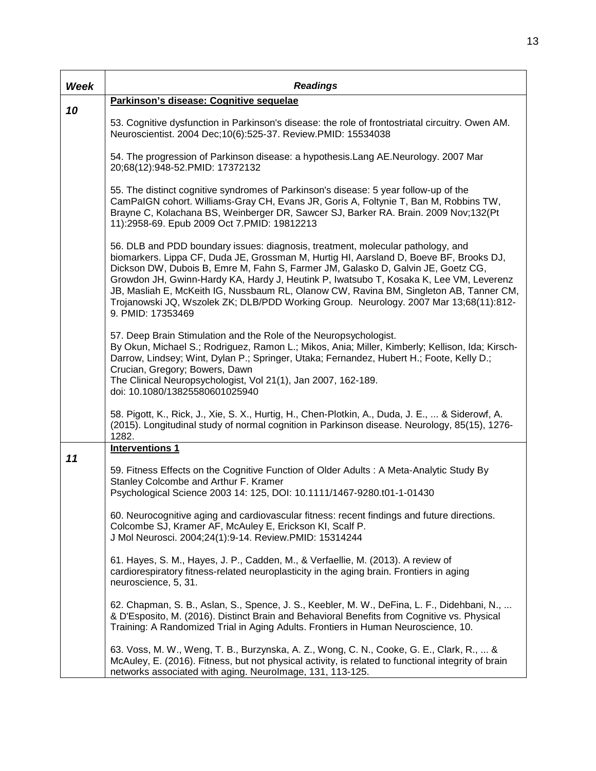| *Week* | *Readings* |
|---|---|
| ***10*** | **Parkinson's disease: Cognitive sequelae**<br><br>53. Cognitive dysfunction in Parkinson's disease: the role of frontostriatal circuitry. Owen AM. Neuroscientist. 2004 Dec;10(6):525-37. Review.PMID: 15534038<br><br>54. The progression of Parkinson disease: a hypothesis.Lang AE.Neurology. 2007 Mar 20;68(12):948-52.PMID: 17372132<br><br>55. The distinct cognitive syndromes of Parkinson's disease: 5 year follow-up of the CamPaIGN cohort. Williams-Gray CH, Evans JR, Goris A, Foltynie T, Ban M, Robbins TW, Brayne C, Kolachana BS, Weinberger DR, Sawcer SJ, Barker RA. Brain. 2009 Nov;132(Pt 11):2958-69. Epub 2009 Oct 7.PMID: 19812213<br><br>56. DLB and PDD boundary issues: diagnosis, treatment, molecular pathology, and biomarkers. Lippa CF, Duda JE, Grossman M, Hurtig HI, Aarsland D, Boeve BF, Brooks DJ, Dickson DW, Dubois B, Emre M, Fahn S, Farmer JM, Galasko D, Galvin JE, Goetz CG, Growdon JH, Gwinn-Hardy KA, Hardy J, Heutink P, Iwatsubo T, Kosaka K, Lee VM, Leverenz JB, Masliah E, McKeith IG, Nussbaum RL, Olanow CW, Ravina BM, Singleton AB, Tanner CM, Trojanowski JQ, Wszolek ZK; DLB/PDD Working Group. Neurology. 2007 Mar 13;68(11):812-9. PMID: 17353469<br><br>57. Deep Brain Stimulation and the Role of the Neuropsychologist.<br>By Okun, Michael S.; Rodriguez, Ramon L.; Mikos, Ania; Miller, Kimberly; Kellison, Ida; Kirsch-Darrow, Lindsey; Wint, Dylan P.; Springer, Utaka; Fernandez, Hubert H.; Foote, Kelly D.; Crucian, Gregory; Bowers, Dawn<br>The Clinical Neuropsychologist, Vol 21(1), Jan 2007, 162-189.<br>doi: 10.1080/13825580601025940<br><br>58. Pigott, K., Rick, J., Xie, S. X., Hurtig, H., Chen-Plotkin, A., Duda, J. E., ... & Siderowf, A. (2015). Longitudinal study of normal cognition in Parkinson disease. Neurology, 85(15), 1276-1282. |
| ***11*** | **Interventions 1**<br><br>59. Fitness Effects on the Cognitive Function of Older Adults : A Meta-Analytic Study By Stanley Colcombe and Arthur F. Kramer<br>Psychological Science 2003 14: 125, DOI: 10.1111/1467-9280.t01-1-01430<br><br>60. Neurocognitive aging and cardiovascular fitness: recent findings and future directions. Colcombe SJ, Kramer AF, McAuley E, Erickson KI, Scalf P.<br>J Mol Neurosci. 2004;24(1):9-14. Review.PMID: 15314244<br><br>61. Hayes, S. M., Hayes, J. P., Cadden, M., & Verfaellie, M. (2013). A review of cardiorespiratory fitness-related neuroplasticity in the aging brain. Frontiers in aging neuroscience, 5, 31.<br><br>62. Chapman, S. B., Aslan, S., Spence, J. S., Keebler, M. W., DeFina, L. F., Didehbani, N., ... & D'Esposito, M. (2016). Distinct Brain and Behavioral Benefits from Cognitive vs. Physical Training: A Randomized Trial in Aging Adults. Frontiers in Human Neuroscience, 10.<br><br>63. Voss, M. W., Weng, T. B., Burzynska, A. Z., Wong, C. N., Cooke, G. E., Clark, R., ... & McAuley, E. (2016). Fitness, but not physical activity, is related to functional integrity of brain networks associated with aging. NeuroImage, 131, 113-125. |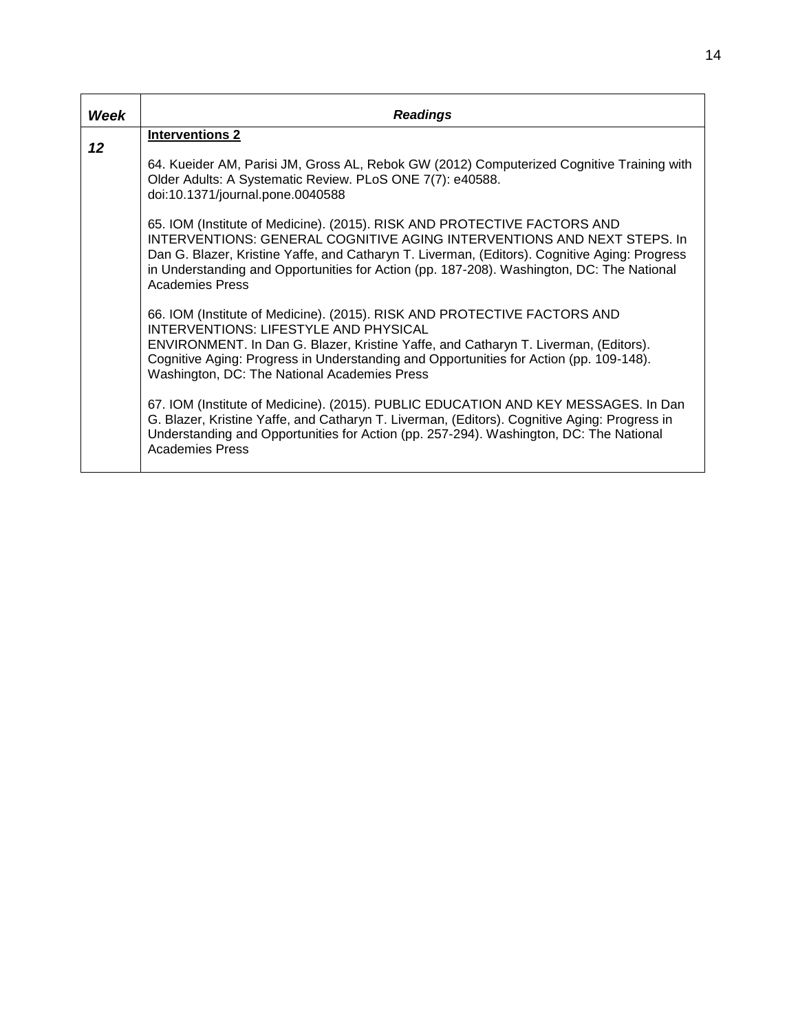| *Week* | *Readings* |
|---|---|
| ***12*** | **Interventions 2**<br><br>64. Kueider AM, Parisi JM, Gross AL, Rebok GW (2012) Computerized Cognitive Training with Older Adults: A Systematic Review. PLoS ONE 7(7): e40588. doi:10.1371/journal.pone.0040588<br><br>65. IOM (Institute of Medicine). (2015). RISK AND PROTECTIVE FACTORS AND INTERVENTIONS: GENERAL COGNITIVE AGING INTERVENTIONS AND NEXT STEPS. In Dan G. Blazer, Kristine Yaffe, and Catharyn T. Liverman, (Editors). Cognitive Aging: Progress in Understanding and Opportunities for Action (pp. 187-208). Washington, DC: The National Academies Press<br><br>66. IOM (Institute of Medicine). (2015). RISK AND PROTECTIVE FACTORS AND INTERVENTIONS: LIFESTYLE AND PHYSICAL ENVIRONMENT. In Dan G. Blazer, Kristine Yaffe, and Catharyn T. Liverman, (Editors). Cognitive Aging: Progress in Understanding and Opportunities for Action (pp. 109-148). Washington, DC: The National Academies Press<br><br>67. IOM (Institute of Medicine). (2015). PUBLIC EDUCATION AND KEY MESSAGES. In Dan G. Blazer, Kristine Yaffe, and Catharyn T. Liverman, (Editors). Cognitive Aging: Progress in Understanding and Opportunities for Action (pp. 257-294). Washington, DC: The National Academies Press |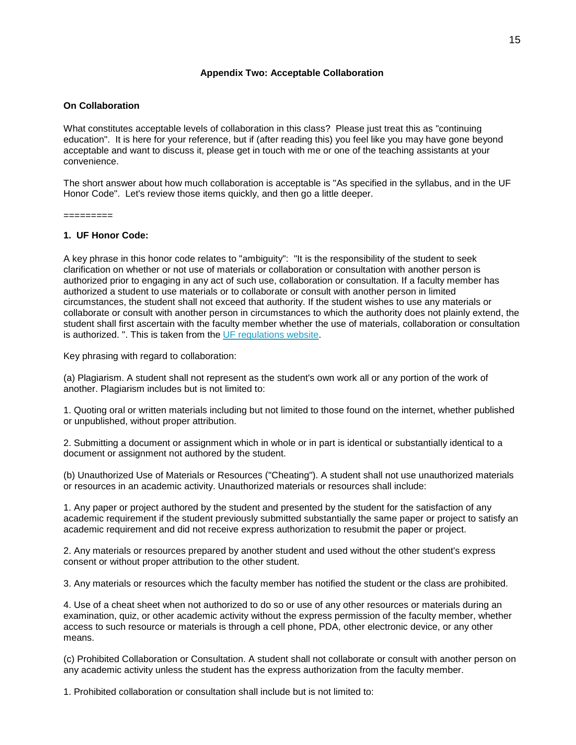## Appendix Two: Acceptable Collaboration

### On Collaboration

What constitutes acceptable levels of collaboration in this class? Please just treat this as "continuing education". It is here for your reference, but if (after reading this) you feel like you may have gone beyond acceptable and want to discuss it, please get in touch with me or one of the teaching assistants at your convenience.

The short answer about how much collaboration is acceptable is "As specified in the syllabus, and in the UF Honor Code". Let's review those items quickly, and then go a little deeper.

=========

### 1. UF Honor Code:

A key phrase in this honor code relates to "ambiguity": "It is the responsibility of the student to seek clarification on whether or not use of materials or collaboration or consultation with another person is authorized prior to engaging in any act of such use, collaboration or consultation. If a faculty member has authorized a student to use materials or to collaborate or consult with another person in limited circumstances, the student shall not exceed that authority. If the student wishes to use any materials or collaborate or consult with another person in circumstances to which the authority does not plainly extend, the student shall first ascertain with the faculty member whether the use of materials, collaboration or consultation is authorized. ". This is taken from the UF regulations website.

Key phrasing with regard to collaboration:

(a) Plagiarism. A student shall not represent as the student's own work all or any portion of the work of another. Plagiarism includes but is not limited to:

1. Quoting oral or written materials including but not limited to those found on the internet, whether published or unpublished, without proper attribution.

2. Submitting a document or assignment which in whole or in part is identical or substantially identical to a document or assignment not authored by the student.

(b) Unauthorized Use of Materials or Resources ("Cheating"). A student shall not use unauthorized materials or resources in an academic activity. Unauthorized materials or resources shall include:

1. Any paper or project authored by the student and presented by the student for the satisfaction of any academic requirement if the student previously submitted substantially the same paper or project to satisfy an academic requirement and did not receive express authorization to resubmit the paper or project.

2. Any materials or resources prepared by another student and used without the other student's express consent or without proper attribution to the other student.

3. Any materials or resources which the faculty member has notified the student or the class are prohibited.

4. Use of a cheat sheet when not authorized to do so or use of any other resources or materials during an examination, quiz, or other academic activity without the express permission of the faculty member, whether access to such resource or materials is through a cell phone, PDA, other electronic device, or any other means.

(c) Prohibited Collaboration or Consultation. A student shall not collaborate or consult with another person on any academic activity unless the student has the express authorization from the faculty member.

1. Prohibited collaboration or consultation shall include but is not limited to: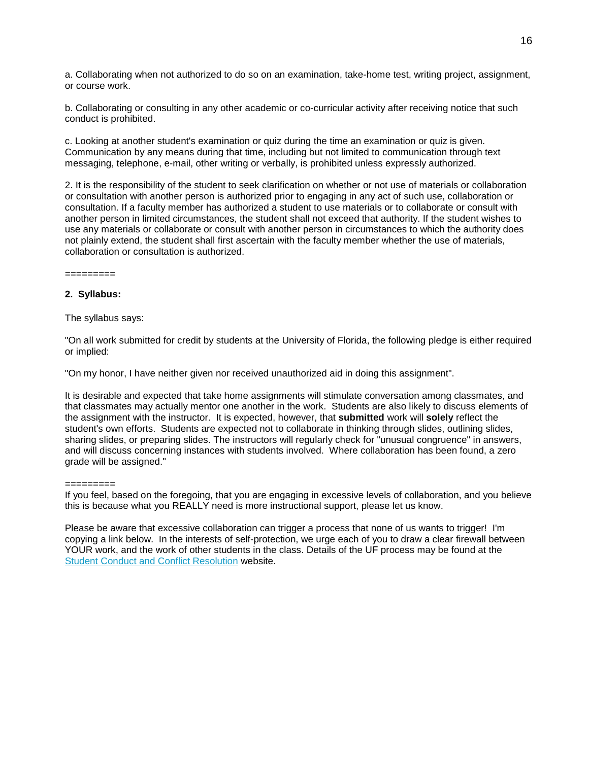a. Collaborating when not authorized to do so on an examination, take-home test, writing project, assignment, or course work.

b. Collaborating or consulting in any other academic or co-curricular activity after receiving notice that such conduct is prohibited.

c. Looking at another student's examination or quiz during the time an examination or quiz is given. Communication by any means during that time, including but not limited to communication through text messaging, telephone, e-mail, other writing or verbally, is prohibited unless expressly authorized.

2. It is the responsibility of the student to seek clarification on whether or not use of materials or collaboration or consultation with another person is authorized prior to engaging in any act of such use, collaboration or consultation. If a faculty member has authorized a student to use materials or to collaborate or consult with another person in limited circumstances, the student shall not exceed that authority. If the student wishes to use any materials or collaborate or consult with another person in circumstances to which the authority does not plainly extend, the student shall first ascertain with the faculty member whether the use of materials, collaboration or consultation is authorized.

=========

**2. Syllabus:**

The syllabus says:

"On all work submitted for credit by students at the University of Florida, the following pledge is either required or implied:

"On my honor, I have neither given nor received unauthorized aid in doing this assignment".

It is desirable and expected that take home assignments will stimulate conversation among classmates, and that classmates may actually mentor one another in the work. Students are also likely to discuss elements of the assignment with the instructor. It is expected, however, that **submitted** work will **solely** reflect the student's own efforts. Students are expected not to collaborate in thinking through slides, outlining slides, sharing slides, or preparing slides. The instructors will regularly check for "unusual congruence" in answers, and will discuss concerning instances with students involved. Where collaboration has been found, a zero grade will be assigned."

=========

If you feel, based on the foregoing, that you are engaging in excessive levels of collaboration, and you believe this is because what you REALLY need is more instructional support, please let us know.

Please be aware that excessive collaboration can trigger a process that none of us wants to trigger! I'm copying a link below. In the interests of self-protection, we urge each of you to draw a clear firewall between YOUR work, and the work of other students in the class. Details of the UF process may be found at the Student Conduct and Conflict Resolution website.